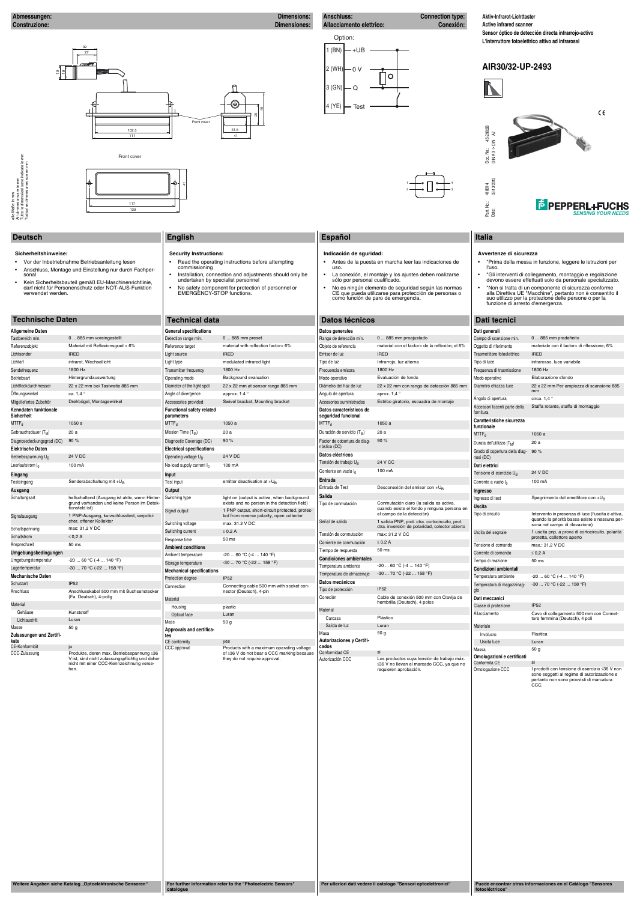**Abmessungen: / Dimensions:**
**Construzione: / Dimensiones:**

alle Maße in mm
All dimensions in mm
Tutte le dimensioni sono indicate in mm
Todas las dimensiones son en mm

Front cover

**Anschluss: / Connection type:**
**Allacciamento elettrico: / Conexión:**

Option:

1 (BN) +UB
2 (WH) 0 V
3 (GN) Q
4 (YE) Test

Aktiv-Infrarot-Lichttaster
Active infrared scanner
Sensor óptico de detección directa infrarrojo-activo
L'interruttore fotoelettrico attivo ad infrarossi

# AIR30/32-UP-2493

Doc. No.: 45-2903B
DIN A3 -> DIN A7

Part. No.: 418014
Date: 03.12.2012

PEPPERL+FUCHS
SENSING YOUR NEEDS

## Deutsch

### Sicherheitshinweise:

- Vor der Inbetriebnahme Betriebsanleitung lesen
- Anschluss, Montage und Einstellung nur durch Fachpersonal
- Kein Sicherheitsbauteil gemäß EU-Maschinenrichtlinie, darf nicht für Personenschutz oder NOT-AUS-Funktion verwendet werden.

### Technische Daten

| | |
|---|---|
| **Allgemeine Daten** | |
| Tastbereich min. | 0 ... 885 mm voreingestellt |
| Referenzobjekt | Material mit Reflexionsgrad > 6% |
| Lichtsender | IRED |
| Lichtart | infrarot, Wechsellicht |
| Sendefrequenz | 1800 Hz |
| Betriebsart | Hintergrundauswertung |
| Lichtfleckdurchmesser | 22 x 22 mm bei Tastweite 885 mm |
| Öffnungswinkel | ca. 1,4 ° |
| Mitgeliefertes Zubehör | Drehbügel, Montagewinkel |
| **Kenndaten funktionale Sicherheit** | |
| $MTTF_d$ | 1050 a |
| Gebrauchsdauer ($T_M$) | 20 a |
| Diagnosedeckungsgrad (DC) | 90 % |
| **Elektrische Daten** | |
| Betriebsspannung $U_B$ | 24 V DC |
| Leerlaufstrom $I_0$ | 100 mA |
| **Eingang** | |
| Testeingang | Senderabschaltung mit $+U_B$ |
| **Ausgang** | |
| Schaltungsart | hellschaltend (Ausgang ist aktiv, wenn Hintergrund vorhanden und keine Person im Detektionsfeld ist) |
| Signalausgang | 1 PNP-Ausgang, kurzschlussfest, verpolgeschützt, offener Kollektor |
| Schaltspannung | max: 31,2 V DC |
| Schaltstrom | ≤ 0,2 A |
| Ansprechzeit | 50 ms |
| **Umgebungsbedingungen** | |
| Umgebungstemperatur | -20 ... 60 °C (-4 ... 140 °F) |
| Lagertemperatur | -30 ... 70 °C (-22 ... 158 °F) |
| **Mechanische Daten** | |
| Schutzart | IP52 |
| Anschluss | Anschlusskabel 500 mm mit Buchsenstecker (Fa. Deutsch), 4-polig |
| Material | |
| Gehäuse | Kunststoff |
| Lichtaustritt | Luran |
| Masse | 50 g |
| **Zulassungen und Zertifikate** | |
| CE-Konformität | ja |
| CCC-Zulassung | Produkte, deren max. Betriebsspannung ≤36 V ist, sind nicht zulassungspflichtig und daher nicht mit einer CCC-Kennzeichnung versehen. |

**Weitere Angaben siehe Katalog „Optoelektronische Sensoren"**

## English

### Security Instructions:

- Read the operating instructions before attempting commissioning
- Installation, connection and adjustments should only be undertaken by specialist personnel
- No safety component for protection of personnel or EMERGENCY-STOP functions.

### Technical data

| | |
|---|---|
| **General specifications** | |
| Detection range min. | 0 ... 885 mm preset |
| Reference target | material with reflection factor> 6% |
| Light source | IRED |
| Light type | modulated infrared light |
| Transmitter frequency | 1800 Hz |
| Operating mode | Background evaluation |
| Diameter of the light spot | 22 x 22 mm at sensor range 885 mm |
| Angle of divergence | approx. 1.4 ° |
| Accessories provided | Swivel bracket, Mounting bracket |
| **Functional safety related parameters** | |
| $MTTF_d$ | 1050 a |
| Mission Time ($T_M$) | 20 a |
| Diagnostic Coverage (DC) | 90 % |
| **Electrical specifications** | |
| Operating voltage $U_B$ | 24 V DC |
| No-load supply current $I_0$ | 100 mA |
| **Input** | |
| Test input | emitter deactivation at $+U_B$ |
| **Output** | |
| Switching type | light on (output is active, when background exists and no person in the detection field) |
| Signal output | 1 PNP output, short-circuit protected, protected from reverse polarity, open collector |
| Switching voltage | max: 31.2 V DC |
| Switching current | ≤ 0.2 A |
| Response time | 50 ms |
| **Ambient conditions** | |
| Ambient temperature | -20 ... 60 °C (-4 ... 140 °F) |
| Storage temperature | -30 ... 70 °C (-22 ... 158 °F) |
| **Mechanical specifications** | |
| Protection degree | IP52 |
| Connection | Connecting cable 500 mm with socket connector (Deutsch), 4-pin |
| Material | |
| Housing | plastic |
| Optical face | Luran |
| Mass | 50 g |
| **Approvals and certificates** | |
| CE conformity | yes |
| CCC approval | Products with a maximum operating voltage of ≤36 V do not bear a CCC marking because they do not require approval. |

**For further information refer to the "Photoelectric Sensors" catalogue**

## Español

### Indicación de seguridad:

- Antes de la puesta en marcha leer las indicaciones de uso.
- La conexión, el montaje y los ajustes deben realizarse sólo por personal cualificado.
- No es ningún elemento de seguridad según las normas CE que pueda utilizarse para protección de personas o como función de paro de emergencia.

### Datos técnicos

| | |
|---|---|
| **Datos generales** | |
| Rango de detección mín. | 0 ... 885 mm preajustado |
| Objeto de referencia | material con el factor> de la reflexión; el 6% |
| Emisor de luz | IRED |
| Tipo de luz | Infrarrojo, luz alterna |
| Frecuencia emisora | 1800 Hz |
| Modo operativo | Evaluación de fondo |
| Diámetro del haz de luz | 22 x 22 mm con rango de detección 885 mm |
| Angulo de apertura | aprox. 1,4 ° |
| Accesorios suministrados | Estribo giratorio, escuadra de montaje |
| **Datos característicos de seguridad funcional** | |
| $MTTF_d$ | 1050 a |
| Duración de servicio ($T_M$) | 20 a |
| Factor de cobertura de diagnóstico (DC) | 90 % |
| **Datos eléctricos** | |
| Tensión de trabajo $U_B$ | 24 V CC |
| Corriente en vacío $I_0$ | 100 mA |
| **Entrada** | |
| Entrada de Test | Desconexión del emisor con $+U_B$ |
| **Salida** | |
| Tipo de conmutación | Conmutación claro (la salida es activa, cuando existe el fondo y ninguna persona en el campo de la detección) |
| Señal de salida | 1 salida PNP, prot. ctra. cortocircuito, prot. ctra. inversión de polaridad, colector abierto |
| Tensión de conmutación | max: 31,2 V CC |
| Corriente de conmutación | ≤ 0,2 A |
| Tiempo de respuesta | 50 ms |
| **Condiciones ambientales** | |
| Temperatura ambiente | -20 ... 60 °C (-4 ... 140 °F) |
| Temperatura de almacenaje | -30 ... 70 °C (-22 ... 158 °F) |
| **Datos mecánicos** | |
| Tipo de protección | IP52 |
| Conexión | Cable de conexión 500 mm con Clavija de hembrilla (Deutsch), 4 polos |
| Material | |
| Carcasa | Plástico |
| Salida de luz | Luran |
| Masa | 50 g |
| **Autorizaciones y Certificados** | |
| Conformidad CE | sí |
| Autorización CCC | Los productos cuya tensión de trabajo máx. ≤36 V no llevan el marcado CCC, ya que no requieren aprobación. |

**Per ulteriori dati vedere il catalogo "Sensori optoelettronici"**

## Italia

### Avvertenze di sicurezza

- "Prima della messa in funzione, leggere le istruzioni per l'uso.
- "Gli interventi di collegamento, montaggio e regolazione devono essere effettuati solo da personale specializzato.
- "Non si tratta di un componente di sicurezza conforme alla Direttiva UE "Macchine", pertanto non è consentito il suo utilizzo per la protezione delle persone o per la funzione di arresto d'emergenza.

### Dati tecnici

| | |
|---|---|
| **Dati generali** | |
| Campo di scansione min. | 0 ... 885 mm predefinito |
| Oggetto di riferimento | materiale con il factor> di riflessione; 6% |
| Trasmettitore fotoelettrico | IRED |
| Tipo di luce | infrarosso, luce variabile |
| Frequenza di trasmissione | 1800 Hz |
| Modo operativo | Elaborazione sfondo |
| Diametro chiazza luce | 22 x 22 mm Per ampiezza di scansione 885 mm |
| Angolo di apertura | circa. 1,4 ° |
| Accessori facenti parte della fornitura | Staffa rotante, staffa di montaggio |
| **Caratteristiche sicurezza funzionale** | |
| $MTTF_d$ | 1050 a |
| Durata dell'utilizzo ($T_M$) | 20 a |
| Grado di copertura della diagnosi (DC) | 90 % |
| **Dati elettrici** | |
| Tensione di esercizio $U_B$ | 24 V DC |
| Corrente a vuoto $I_0$ | 100 mA |
| **Ingresso** | |
| Ingresso di test | Spegnimento del emettitore con $+U_B$ |
| **Uscita** | |
| Tipo di circuito | Intervento in presenza di luce (l'uscita è attiva, quando la priorità bassa esiste e nessuna persona nel campo di rilevazione) |
| Uscita del segnale | 1 uscita pnp, a prova di cortocircuito, polarità protetta, collettore aperto |
| Tensione di comando | max.: 31,2 V DC |
| Corrente di comando | ≤ 0,2 A |
| Tempo di reazione | 50 ms |
| **Condizioni ambientali** | |
| Temperatura ambiente | -20 ... 60 °C (-4 ... 140 °F) |
| Temperatura di magazzinaggio | -30 ... 70 °C (-22 ... 158 °F) |
| **Dati meccanici** | |
| Classe di protezione | IP52 |
| Allacciamento | Cavo di collegamento 500 mm con Connettore femmina (Deutsch), 4 poli |
| Materiale | |
| Involucro | Plastica |
| Uscita luce | Luran |
| Massa | 50 g |
| **Omologazioni e certificati** | |
| Conformità CE | sì |
| Omologazione CCC | I prodotti con tensione di esercizio ≤36 V non sono soggetti al regime di autorizzazione e pertanto non sono provvisti di marcatura CCC. |

**Puede encontrar otras informaciones en el Catálogo "Sensores fotoeléctricos"**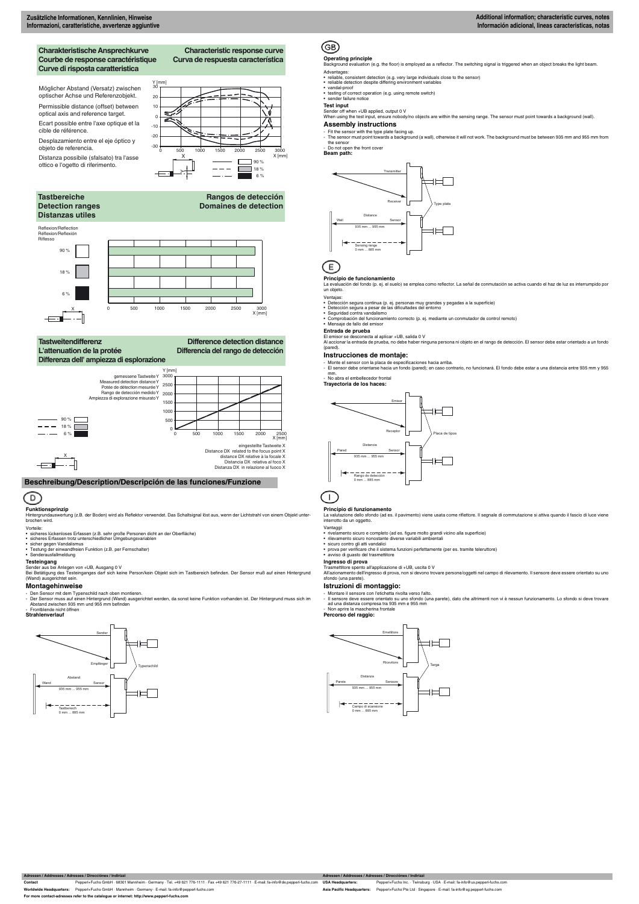## Charakteristische Ansprechkurve / Characteristic response curve / Courbe de response caractéristique / Curva de respuesta característica / Curve di risposta caratteristica

Möglicher Abstand (Versatz) zwischen optischer Achse und Referenzobjekt.

Permissible distance (offset) between optical axis and reference target.

Ecart possible entre l'axe optique et la cible de référence.

Desplazamiento entre el eje óptico y objeto de referencia.

Distanza possibile (sfalsato) tra l'asse ottico e l'ogetto di riferimento.

Y [mm]
30
20
10
0
-10
-20
-30
0 500 1000 1500 2000 2500 3000
X [mm]
X
90 %
18 %
6 %

## Tastbereiche / Rangos de detección / Detection ranges / Domaines de detection / Distanzas utiles

Reflexion/Reflection
Reflexion/Reflexión
Riflesso

90 %
18 %
6 %
X
0 500 1000 1500 2000 2500 3000
X [mm]

## Tastweitendifferenz / Difference detection distance / L'attenuation de la protée / Diferencia del rango de detección / Differenza dell' ampiezza di esplorazione

gemessene Tastweite Y
Measured detection distance Y
Potée de détection mesurée Y
Rango de detección medido Y
Ampiezza di esplorazione misurato Y

Y [mm]
3000
2500
2000
1500
1000
500
0
0 500 1000 1500 2000 2500
X [mm]

90 %
18 %
6 %
X

eingestellte Tastweite X
Distance DX related to the focus point X
distance DX relative à la focale X
Distancia DX relativa al foco X
Distanza DX in relazione al fuoco X

## Beschreibung/Description/Descripción de las funciones/Funzione

### D

**Funktionsprinzip**

Hintergrundauswertung (z.B. der Boden) wird als Reflektor verwendet. Das Schaltsignal löst aus, wenn der Lichtstrahl von einem Objekt unterbrochen wird.

Vorteile:
- sicheres lückenloses Erfassen (z.B. sehr große Personen dicht an der Oberfläche)
- sicheres Erfassen trotz unterschiedlicher Umgebungsvariablen
- sicher gegen Vandalismus
- Testung der einwandfreien Funktion (z.B. per Fernschalter)
- Senderausfallmeldung

**Testeingang**

Sender aus bei Anlegen von +UB, Ausgang 0 V

Bei Betätigung des Testeinganges darf sich keine Person/kein Objekt sich im Tastbereich befinden. Der Sensor muß auf einen Hintergrund (Wand) ausgerichtet sein.

### Montagehinweise

- Den Sensor mit dem Typenschild nach oben montieren.
- Der Sensor muss auf einen Hintergrund (Wand) ausgerichtet werden, da sonst keine Funktion vorhanden ist. Der Hintergrund muss sich im Abstand zwischen 935 mm und 955 mm befinden
- Frontblende nicht öffnen

**Strahlenverlauf**

Sender
Empfänger
Typenschild
Abstand
Wand
Sensor
935 mm ... 955 mm
Tastbereich
0 mm ... 885 mm

### GB

**Operating principle**

Background evaluation (e.g. the floor) is employed as a reflector. The switching signal is triggered when an object breaks the light beam.

Advantages:
- reliable, consistent detection (e.g. very large individuals close to the sensor)
- reliable detection despite differing environment variables
- vandal-proof
- testing of correct operation (e.g. using remote switch)
- sender failure notice

**Test input**

Sender off when +UB applied, output 0 V

When using the test input, ensure nobody/no objects are within the sensing range. The sensor must point towards a background (wall).

### Assembly instructions

- Fit the sensor with the type plate facing up.
- The sensor must point towards a background (a wall), otherwise it will not work. The background must be between 935 mm and 955 mm from the sensor
- Do not open the front cover

**Beam path:**

Transmitter
Receiver
Type plate
Distance
Wall
Sensor
935 mm ... 955 mm
Sensing range
0 mm ... 885 mm

### E

**Principio de funcionamiento**

La evaluación del fondo (p. ej. el suelo) se emplea como reflector. La señal de conmutación se activa cuando el haz de luz es interrumpido por un objeto.

Ventajas:
- Detección segura continua (p. ej. personas muy grandes y pegadas a la superficie)
- Detección segura a pesar de las dificultades del entorno
- Seguridad contra vandalismo
- Comprobación del funcionamiento correcto (p. ej. mediante un conmutador de control remoto)
- Mensaje de fallo del emisor

**Entrada de prueba**

El emisor se desconecta al aplicar +UB, salida 0 V

Al accionar la entrada de prueba, no debe haber ninguna persona ni objeto en el rango de detección. El sensor debe estar orientado a un fondo (pared).

### Instrucciones de montaje:

- Monte el sensor con la placa de especificaciones hacia arriba.
- El sensor debe orientarse hacia un fondo (pared); en caso contrario, no funcionará. El fondo debe estar a una distancia entre 935 mm y 955 mm.
- No abra el embellecedor frontal

**Trayectoria de los haces:**

Emisor
Receptor
Placa de tipos
Distancia
Pared
Sensor
935 mm ... 955 mm
Rango de detección
0 mm ... 885 mm

### I

**Principio di funzionamento**

La valutazione dello sfondo (ad es. il pavimento) viene usata come riflettore. Il segnale di commutazione si attiva quando il fascio di luce viene interrotto da un oggetto.

Vantaggi:
- rilevamento sicuro e completo (ad es. figure molto grandi vicino alla superficie)
- rilevamento sicuro nonostante diverse variabili ambientali
- sicuro contro gli atti vandalici
- prova per verificare che il sistema funzioni perfettamente (per es. tramite teleruttore)
- avviso di guasto del trasmettitore

**Ingresso di prova**

Trasmettitore spento all'applicazione di +UB, uscita 0 V

All'azionamento dell'ingresso di prova, non si devono trovare persone/oggetti nel campo di rilevamento. Il sensore deve essere orientato su uno sfondo (una parete).

### Istruzioni di montaggio:

- Montare il sensore con l'etichetta rivolta verso l'alto.
- Il sensore deve essere orientato su uno sfondo (una parete), dato che altrimenti non vi è nessun funzionamento. Lo sfondo si deve trovare ad una distanza compresa tra 935 mm e 955 mm
- Non aprire la mascherina frontale

**Percorso del raggio:**

Emettitore
Ricevitore
Targa
Distanza
Parete
Sensore
935 mm ... 955 mm
Campo di scansione
0 mm ... 885 mm